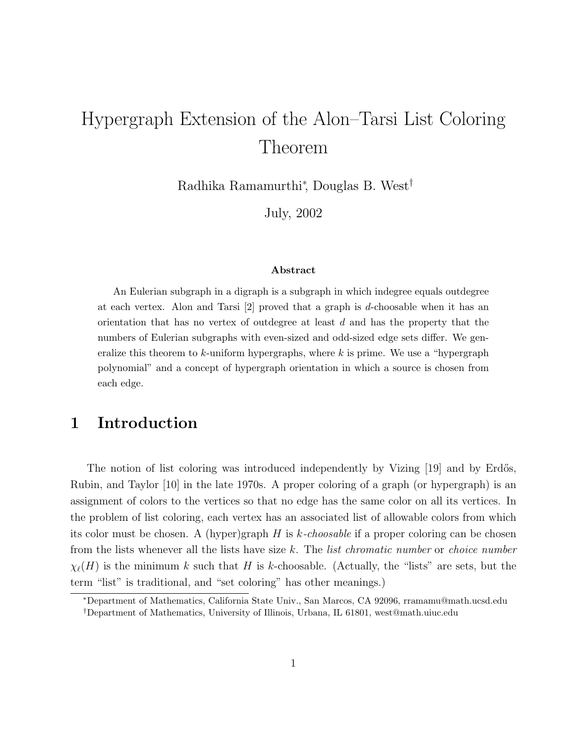# Hypergraph Extension of the Alon–Tarsi List Coloring Theorem

Radhika Ramamurthi[*], Douglas B. West[†]

July, 2002

**Abstract**

An Eulerian subgraph in a digraph is a subgraph in which indegree equals outdegree at each vertex. Alon and Tarsi [2] proved that a graph is $d$-choosable when it has an orientation that has no vertex of outdegree at least $d$ and has the property that the numbers of Eulerian subgraphs with even-sized and odd-sized edge sets differ. We generalize this theorem to $k$-uniform hypergraphs, where $k$ is prime. We use a "hypergraph polynomial" and a concept of hypergraph orientation in which a source is chosen from each edge.

## 1 Introduction

The notion of list coloring was introduced independently by Vizing [19] and by Erdős, Rubin, and Taylor [10] in the late 1970s. A proper coloring of a graph (or hypergraph) is an assignment of colors to the vertices so that no edge has the same color on all its vertices. In the problem of list coloring, each vertex has an associated list of allowable colors from which its color must be chosen. A (hyper)graph $H$ is *$k$-choosable* if a proper coloring can be chosen from the lists whenever all the lists have size $k$. The *list chromatic number* or *choice number* $\chi_\ell(H)$ is the minimum $k$ such that $H$ is $k$-choosable. (Actually, the "lists" are sets, but the term "list" is traditional, and "set coloring" has other meanings.)

[*]Department of Mathematics, California State Univ., San Marcos, CA 92096, rramamu@math.ucsd.edu

[†]Department of Mathematics, University of Illinois, Urbana, IL 61801, west@math.uiuc.edu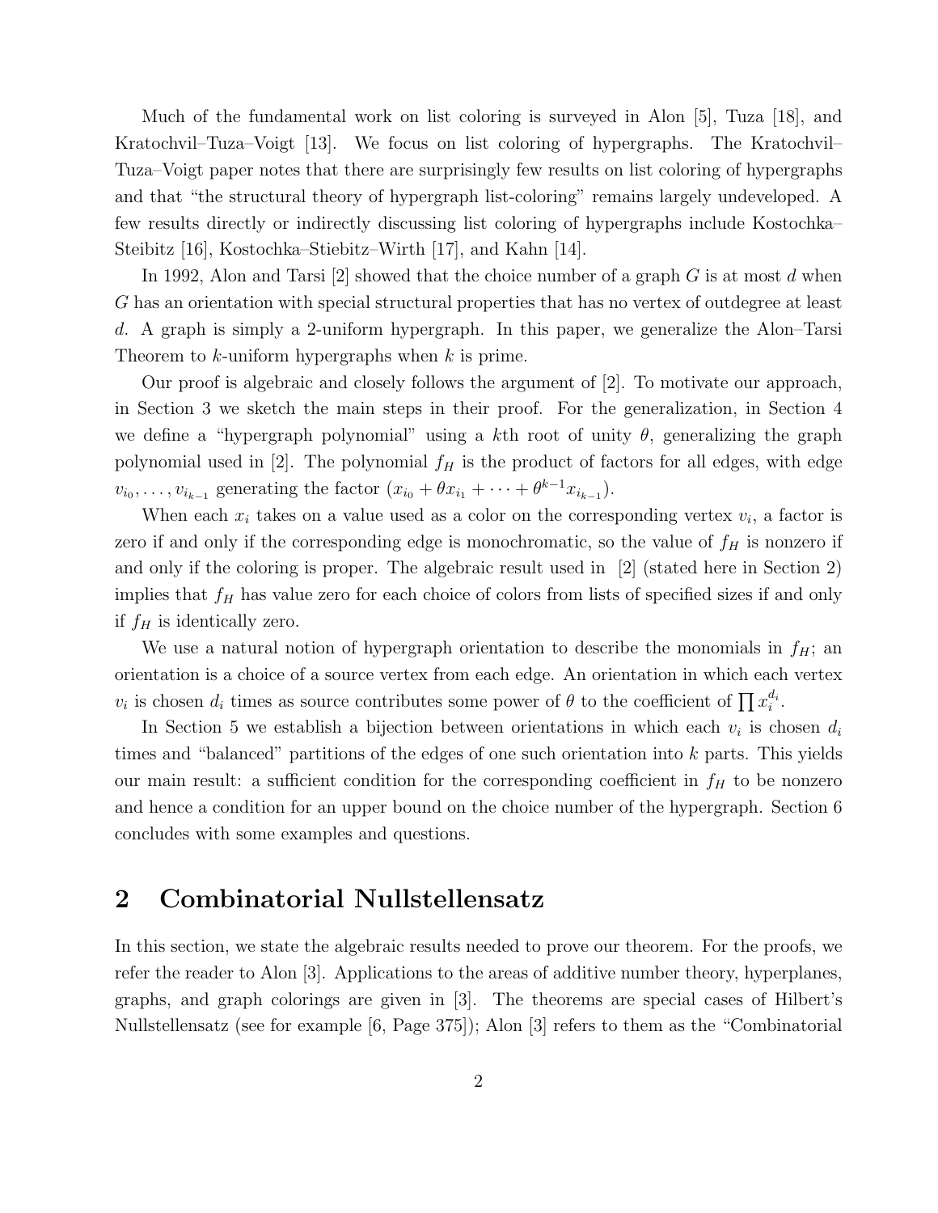Much of the fundamental work on list coloring is surveyed in Alon [5], Tuza [18], and Kratochvil–Tuza–Voigt [13]. We focus on list coloring of hypergraphs. The Kratochvil–Tuza–Voigt paper notes that there are surprisingly few results on list coloring of hypergraphs and that "the structural theory of hypergraph list-coloring" remains largely undeveloped. A few results directly or indirectly discussing list coloring of hypergraphs include Kostochka–Steibitz [16], Kostochka–Stiebitz–Wirth [17], and Kahn [14].

In 1992, Alon and Tarsi [2] showed that the choice number of a graph $G$ is at most $d$ when $G$ has an orientation with special structural properties that has no vertex of outdegree at least $d$. A graph is simply a 2-uniform hypergraph. In this paper, we generalize the Alon–Tarsi Theorem to $k$-uniform hypergraphs when $k$ is prime.

Our proof is algebraic and closely follows the argument of [2]. To motivate our approach, in Section 3 we sketch the main steps in their proof. For the generalization, in Section 4 we define a "hypergraph polynomial" using a $k$th root of unity $\theta$, generalizing the graph polynomial used in [2]. The polynomial $f_H$ is the product of factors for all edges, with edge $v_{i_0}, \dots, v_{i_{k-1}}$ generating the factor $(x_{i_0} + \theta x_{i_1} + \cdots + \theta^{k-1} x_{i_{k-1}})$.

When each $x_i$ takes on a value used as a color on the corresponding vertex $v_i$, a factor is zero if and only if the corresponding edge is monochromatic, so the value of $f_H$ is nonzero if and only if the coloring is proper. The algebraic result used in [2] (stated here in Section 2) implies that $f_H$ has value zero for each choice of colors from lists of specified sizes if and only if $f_H$ is identically zero.

We use a natural notion of hypergraph orientation to describe the monomials in $f_H$; an orientation is a choice of a source vertex from each edge. An orientation in which each vertex $v_i$ is chosen $d_i$ times as source contributes some power of $\theta$ to the coefficient of $\prod x_i^{d_i}$.

In Section 5 we establish a bijection between orientations in which each $v_i$ is chosen $d_i$ times and "balanced" partitions of the edges of one such orientation into $k$ parts. This yields our main result: a sufficient condition for the corresponding coefficient in $f_H$ to be nonzero and hence a condition for an upper bound on the choice number of the hypergraph. Section 6 concludes with some examples and questions.

## 2 Combinatorial Nullstellensatz

In this section, we state the algebraic results needed to prove our theorem. For the proofs, we refer the reader to Alon [3]. Applications to the areas of additive number theory, hyperplanes, graphs, and graph colorings are given in [3]. The theorems are special cases of Hilbert's Nullstellensatz (see for example [6, Page 375]); Alon [3] refers to them as the "Combinatorial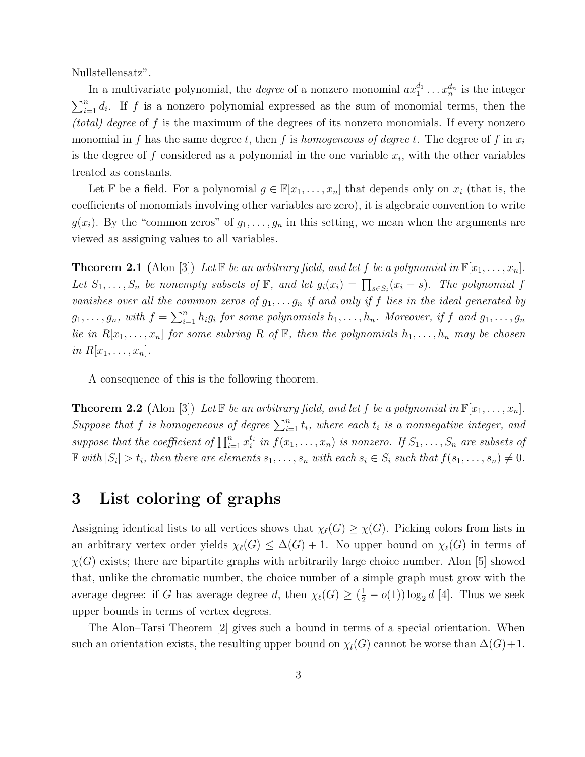Nullstellensatz".

In a multivariate polynomial, the *degree* of a nonzero monomial $ax_1^{d_1} \dots x_n^{d_n}$ is the integer $\sum_{i=1}^n d_i$. If $f$ is a nonzero polynomial expressed as the sum of monomial terms, then the *(total) degree* of $f$ is the maximum of the degrees of its nonzero monomials. If every nonzero monomial in $f$ has the same degree $t$, then $f$ is *homogeneous of degree* $t$. The degree of $f$ in $x_i$ is the degree of $f$ considered as a polynomial in the one variable $x_i$, with the other variables treated as constants.

Let $\mathbb{F}$ be a field. For a polynomial $g \in \mathbb{F}[x_1, \dots, x_n]$ that depends only on $x_i$ (that is, the coefficients of monomials involving other variables are zero), it is algebraic convention to write $g(x_i)$. By the "common zeros" of $g_1, \dots, g_n$ in this setting, we mean when the arguments are viewed as assigning values to all variables.

**Theorem 2.1** (Alon [3]) *Let $\mathbb{F}$ be an arbitrary field, and let $f$ be a polynomial in $\mathbb{F}[x_1, \dots, x_n]$. Let $S_1, \dots, S_n$ be nonempty subsets of $\mathbb{F}$, and let $g_i(x_i) = \prod_{s \in S_i}(x_i - s)$. The polynomial $f$ vanishes over all the common zeros of $g_1, \dots g_n$ if and only if $f$ lies in the ideal generated by $g_1, \dots, g_n$, with $f = \sum_{i=1}^n h_i g_i$ for some polynomials $h_1, \dots, h_n$. Moreover, if $f$ and $g_1, \dots, g_n$ lie in $R[x_1, \dots, x_n]$ for some subring $R$ of $\mathbb{F}$, then the polynomials $h_1, \dots, h_n$ may be chosen in $R[x_1, \dots, x_n]$.*

A consequence of this is the following theorem.

**Theorem 2.2** (Alon [3]) *Let $\mathbb{F}$ be an arbitrary field, and let $f$ be a polynomial in $\mathbb{F}[x_1, \dots, x_n]$. Suppose that $f$ is homogeneous of degree $\sum_{i=1}^n t_i$, where each $t_i$ is a nonnegative integer, and suppose that the coefficient of $\prod_{i=1}^n x_i^{t_i}$ in $f(x_1, \dots, x_n)$ is nonzero. If $S_1, \dots, S_n$ are subsets of $\mathbb{F}$ with $|S_i| > t_i$, then there are elements $s_1, \dots, s_n$ with each $s_i \in S_i$ such that $f(s_1, \dots, s_n) \neq 0$.*

# 3 List coloring of graphs

Assigning identical lists to all vertices shows that $\chi_\ell(G) \geq \chi(G)$. Picking colors from lists in an arbitrary vertex order yields $\chi_\ell(G) \leq \Delta(G) + 1$. No upper bound on $\chi_\ell(G)$ in terms of $\chi(G)$ exists; there are bipartite graphs with arbitrarily large choice number. Alon [5] showed that, unlike the chromatic number, the choice number of a simple graph must grow with the average degree: if $G$ has average degree $d$, then $\chi_\ell(G) \geq (\frac{1}{2} - o(1)) \log_2 d$ [4]. Thus we seek upper bounds in terms of vertex degrees.

The Alon–Tarsi Theorem [2] gives such a bound in terms of a special orientation. When such an orientation exists, the resulting upper bound on $\chi_l(G)$ cannot be worse than $\Delta(G)+1$.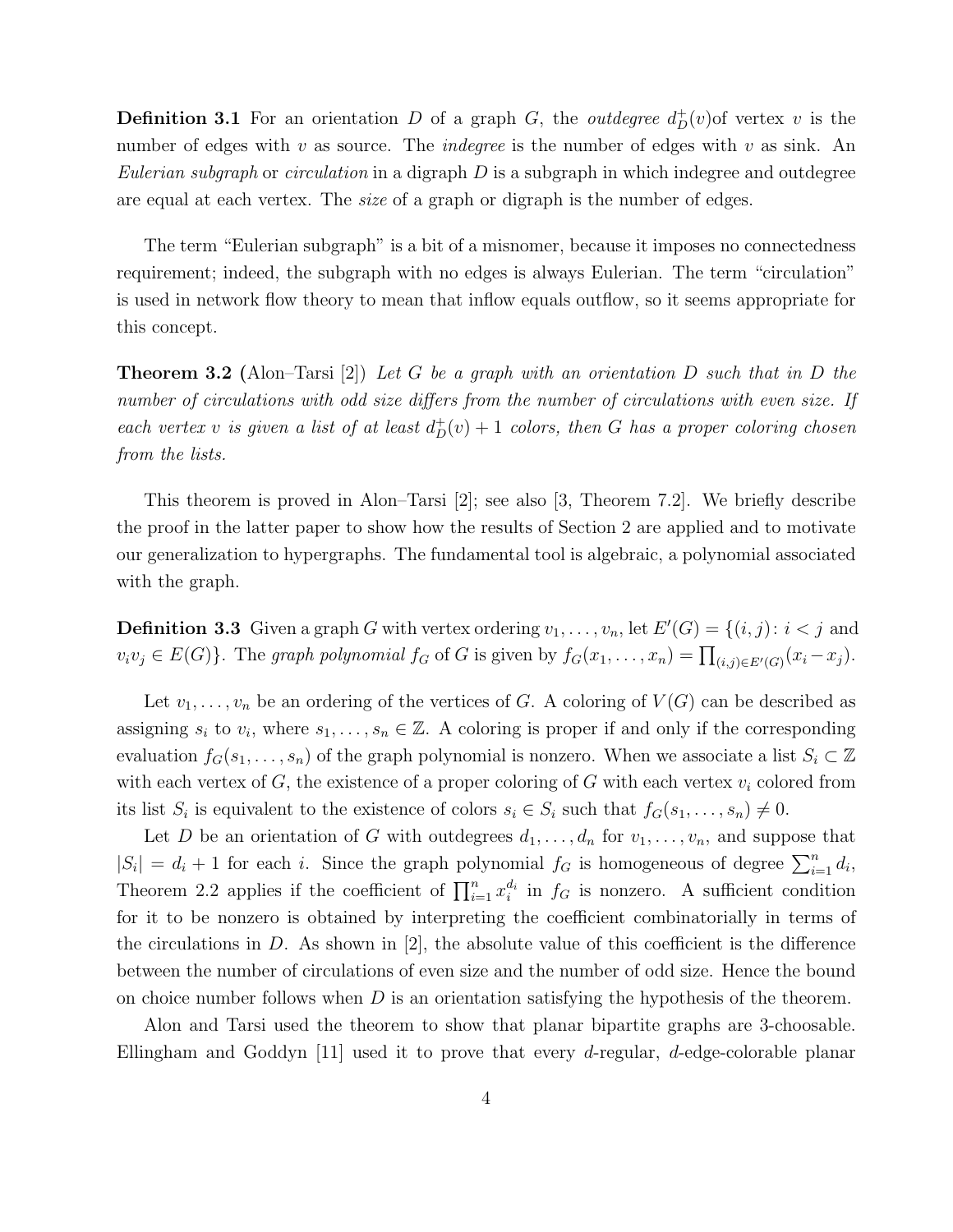**Definition 3.1** For an orientation $D$ of a graph $G$, the *outdegree* $d_D^+(v)$of vertex $v$ is the number of edges with $v$ as source. The *indegree* is the number of edges with $v$ as sink. An *Eulerian subgraph* or *circulation* in a digraph $D$ is a subgraph in which indegree and outdegree are equal at each vertex. The *size* of a graph or digraph is the number of edges.

The term "Eulerian subgraph" is a bit of a misnomer, because it imposes no connectedness requirement; indeed, the subgraph with no edges is always Eulerian. The term "circulation" is used in network flow theory to mean that inflow equals outflow, so it seems appropriate for this concept.

**Theorem 3.2** (Alon–Tarsi [2]) *Let $G$ be a graph with an orientation $D$ such that in $D$ the number of circulations with odd size differs from the number of circulations with even size. If each vertex $v$ is given a list of at least $d_D^+(v) + 1$ colors, then $G$ has a proper coloring chosen from the lists.*

This theorem is proved in Alon–Tarsi [2]; see also [3, Theorem 7.2]. We briefly describe the proof in the latter paper to show how the results of Section 2 are applied and to motivate our generalization to hypergraphs. The fundamental tool is algebraic, a polynomial associated with the graph.

**Definition 3.3** Given a graph $G$ with vertex ordering $v_1, \ldots, v_n$, let $E'(G) = \{(i, j) : i < j$ and $v_iv_j \in E(G)\}$. The *graph polynomial* $f_G$ of $G$ is given by $f_G(x_1, \ldots, x_n) = \prod_{(i,j)\in E'(G)}(x_i - x_j)$.

Let $v_1, \ldots, v_n$ be an ordering of the vertices of $G$. A coloring of $V(G)$ can be described as assigning $s_i$ to $v_i$, where $s_1, \ldots, s_n \in \mathbb{Z}$. A coloring is proper if and only if the corresponding evaluation $f_G(s_1, \ldots, s_n)$ of the graph polynomial is nonzero. When we associate a list $S_i \subset \mathbb{Z}$ with each vertex of $G$, the existence of a proper coloring of $G$ with each vertex $v_i$ colored from its list $S_i$ is equivalent to the existence of colors $s_i \in S_i$ such that $f_G(s_1, \ldots, s_n) \neq 0$.

Let $D$ be an orientation of $G$ with outdegrees $d_1, \ldots, d_n$ for $v_1, \ldots, v_n$, and suppose that $|S_i| = d_i + 1$ for each $i$. Since the graph polynomial $f_G$ is homogeneous of degree $\sum_{i=1}^n d_i$, Theorem 2.2 applies if the coefficient of $\prod_{i=1}^n x_i^{d_i}$ in $f_G$ is nonzero. A sufficient condition for it to be nonzero is obtained by interpreting the coefficient combinatorially in terms of the circulations in $D$. As shown in [2], the absolute value of this coefficient is the difference between the number of circulations of even size and the number of odd size. Hence the bound on choice number follows when $D$ is an orientation satisfying the hypothesis of the theorem.

Alon and Tarsi used the theorem to show that planar bipartite graphs are 3-choosable. Ellingham and Goddyn [11] used it to prove that every $d$-regular, $d$-edge-colorable planar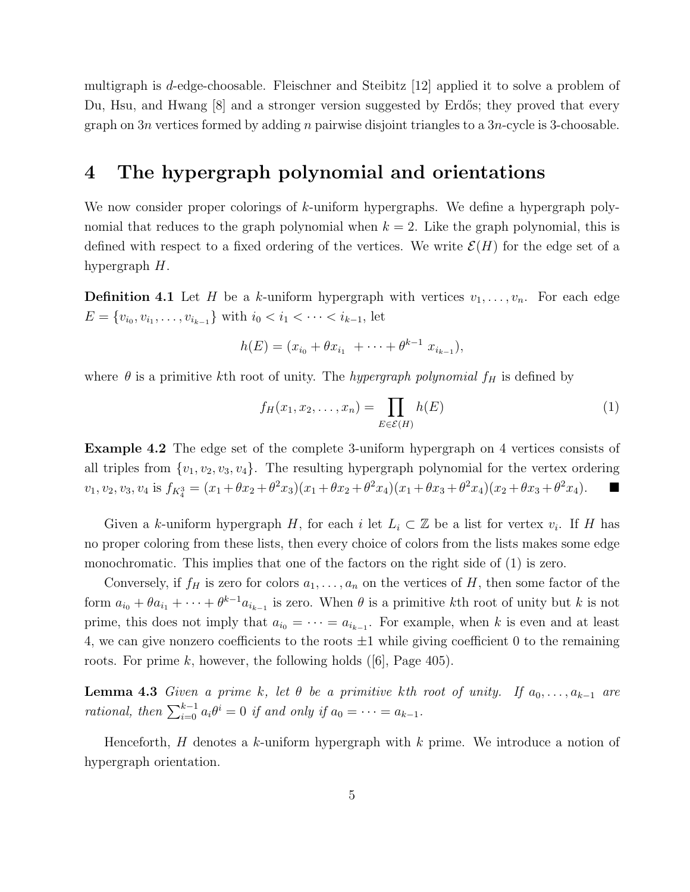multigraph is $d$-edge-choosable. Fleischner and Steibitz [12] applied it to solve a problem of Du, Hsu, and Hwang [8] and a stronger version suggested by Erdős; they proved that every graph on $3n$ vertices formed by adding $n$ pairwise disjoint triangles to a $3n$-cycle is 3-choosable.

# 4 The hypergraph polynomial and orientations

We now consider proper colorings of $k$-uniform hypergraphs. We define a hypergraph polynomial that reduces to the graph polynomial when $k = 2$. Like the graph polynomial, this is defined with respect to a fixed ordering of the vertices. We write $\mathcal{E}(H)$ for the edge set of a hypergraph $H$.

**Definition 4.1** Let $H$ be a $k$-uniform hypergraph with vertices $v_1, \ldots, v_n$. For each edge $E = \{v_{i_0}, v_{i_1}, \ldots, v_{i_{k-1}}\}$ with $i_0 < i_1 < \cdots < i_{k-1}$, let

$$h(E) = (x_{i_0} + \theta x_{i_1} + \cdots + \theta^{k-1} x_{i_{k-1}}),$$

where $\theta$ is a primitive $k$th root of unity. The *hypergraph polynomial* $f_H$ is defined by

$$f_H(x_1, x_2, \ldots, x_n) = \prod_{E \in \mathcal{E}(H)} h(E) \tag{1}$$

**Example 4.2** The edge set of the complete 3-uniform hypergraph on 4 vertices consists of all triples from $\{v_1, v_2, v_3, v_4\}$. The resulting hypergraph polynomial for the vertex ordering $v_1, v_2, v_3, v_4$ is $f_{K_4^3} = (x_1 + \theta x_2 + \theta^2 x_3)(x_1 + \theta x_2 + \theta^2 x_4)(x_1 + \theta x_3 + \theta^2 x_4)(x_2 + \theta x_3 + \theta^2 x_4)$. ■

Given a $k$-uniform hypergraph $H$, for each $i$ let $L_i \subset \mathbb{Z}$ be a list for vertex $v_i$. If $H$ has no proper coloring from these lists, then every choice of colors from the lists makes some edge monochromatic. This implies that one of the factors on the right side of (1) is zero.

Conversely, if $f_H$ is zero for colors $a_1, \ldots, a_n$ on the vertices of $H$, then some factor of the form $a_{i_0} + \theta a_{i_1} + \cdots + \theta^{k-1} a_{i_{k-1}}$ is zero. When $\theta$ is a primitive $k$th root of unity but $k$ is not prime, this does not imply that $a_{i_0} = \cdots = a_{i_{k-1}}$. For example, when $k$ is even and at least 4, we can give nonzero coefficients to the roots $\pm 1$ while giving coefficient 0 to the remaining roots. For prime $k$, however, the following holds ([6], Page 405).

**Lemma 4.3** *Given a prime $k$, let $\theta$ be a primitive $k$th root of unity. If $a_0, \ldots, a_{k-1}$ are rational, then $\sum_{i=0}^{k-1} a_i \theta^i = 0$ if and only if $a_0 = \cdots = a_{k-1}$.*

Henceforth, $H$ denotes a $k$-uniform hypergraph with $k$ prime. We introduce a notion of hypergraph orientation.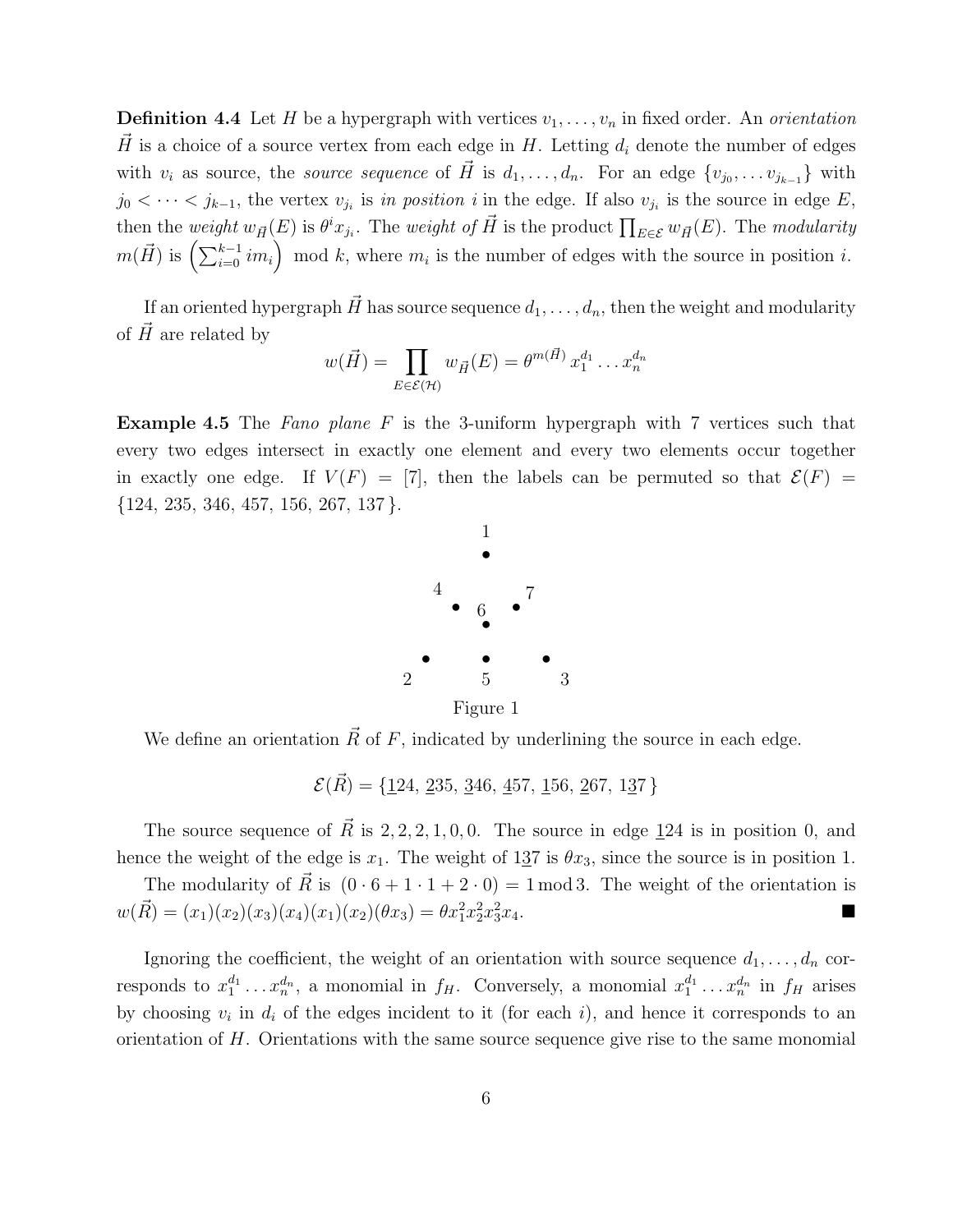**Definition 4.4** Let $H$ be a hypergraph with vertices $v_1, \ldots, v_n$ in fixed order. An *orientation* $\vec{H}$ is a choice of a source vertex from each edge in $H$. Letting $d_i$ denote the number of edges with $v_i$ as source, the *source sequence* of $\vec{H}$ is $d_1, \ldots, d_n$. For an edge $\{v_{j_0}, \ldots v_{j_{k-1}}\}$ with $j_0 < \cdots < j_{k-1}$, the vertex $v_{j_i}$ is *in position* $i$ in the edge. If also $v_{j_i}$ is the source in edge $E$, then the *weight* $w_{\vec{H}}(E)$ is $\theta^i x_{j_i}$. The *weight of* $\vec{H}$ is the product $\prod_{E \in \mathcal{E}} w_{\vec{H}}(E)$. The *modularity* $m(\vec{H})$ is $\left(\sum_{i=0}^{k-1} i m_i\right) \mod k$, where $m_i$ is the number of edges with the source in position $i$.

If an oriented hypergraph $\vec{H}$ has source sequence $d_1, \ldots, d_n$, then the weight and modularity of $\vec{H}$ are related by

$$w(\vec{H}) = \prod_{E \in \mathcal{E}(\mathcal{H})} w_{\vec{H}}(E) = \theta^{m(\vec{H})} \, x_1^{d_1} \ldots x_n^{d_n}$$

**Example 4.5** The *Fano plane* $F$ is the 3-uniform hypergraph with 7 vertices such that every two edges intersect in exactly one element and every two elements occur together in exactly one edge. If $V(F) = [7]$, then the labels can be permuted so that $\mathcal{E}(F) = \{124,\ 235,\ 346,\ 457,\ 156,\ 267,\ 137\}$.

Figure 1

We define an orientation $\vec{R}$ of $F$, indicated by underlining the source in each edge.

$$\mathcal{E}(\vec{R}) = \{\underline{1}24,\ \underline{2}35,\ \underline{3}46,\ \underline{4}57,\ \underline{1}56,\ \underline{2}67,\ 1\underline{3}7\}$$

The source sequence of $\vec{R}$ is $2, 2, 2, 1, 0, 0$. The source in edge $\underline{1}24$ is in position 0, and hence the weight of the edge is $x_1$. The weight of $1\underline{3}7$ is $\theta x_3$, since the source is in position 1.

The modularity of $\vec{R}$ is $(0 \cdot 6 + 1 \cdot 1 + 2 \cdot 0) = 1 \mod 3$. The weight of the orientation is $w(\vec{R}) = (x_1)(x_2)(x_3)(x_4)(x_1)(x_2)(\theta x_3) = \theta x_1^2 x_2^2 x_3^2 x_4$. ■

Ignoring the coefficient, the weight of an orientation with source sequence $d_1, \ldots, d_n$ corresponds to $x_1^{d_1} \ldots x_n^{d_n}$, a monomial in $f_H$. Conversely, a monomial $x_1^{d_1} \ldots x_n^{d_n}$ in $f_H$ arises by choosing $v_i$ in $d_i$ of the edges incident to it (for each $i$), and hence it corresponds to an orientation of $H$. Orientations with the same source sequence give rise to the same monomial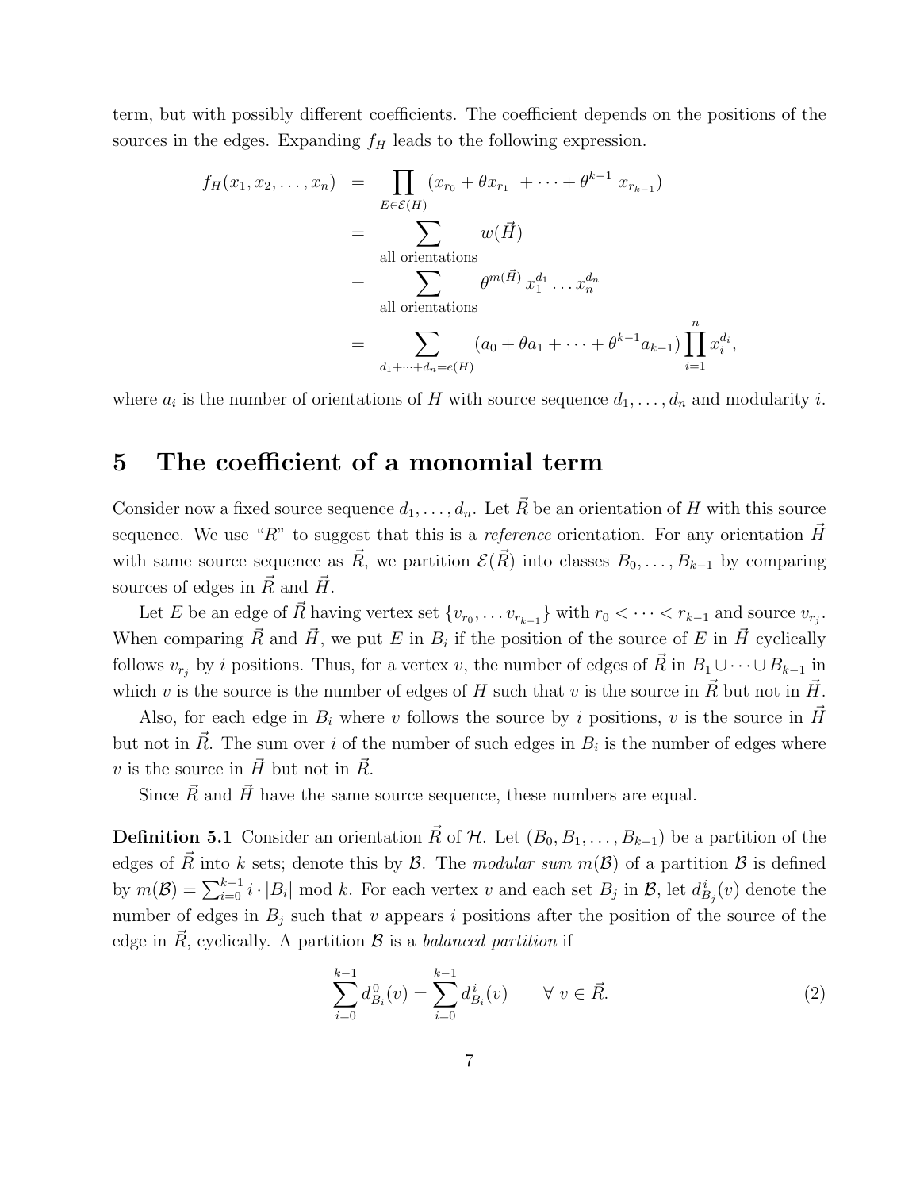term, but with possibly different coefficients. The coefficient depends on the positions of the sources in the edges. Expanding $f_H$ leads to the following expression.

$$
\begin{aligned}
f_H(x_1, x_2, \ldots, x_n) &= \prod_{E \in \mathcal{E}(H)} (x_{r_0} + \theta x_{r_1} \; + \cdots + \theta^{k-1} \; x_{r_{k-1}}) \\
&= \sum_{\text{all orientations}} w(\vec{H}) \\
&= \sum_{\text{all orientations}} \theta^{m(\vec{H})} \, x_1^{d_1} \ldots x_n^{d_n} \\
&= \sum_{d_1 + \cdots + d_n = e(H)} (a_0 + \theta a_1 + \cdots + \theta^{k-1} a_{k-1}) \prod_{i=1}^{n} x_i^{d_i},
\end{aligned}
$$

where $a_i$ is the number of orientations of $H$ with source sequence $d_1, \ldots, d_n$ and modularity $i$.

# 5 The coefficient of a monomial term

Consider now a fixed source sequence $d_1, \ldots, d_n$. Let $\vec{R}$ be an orientation of $H$ with this source sequence. We use "$R$" to suggest that this is a *reference* orientation. For any orientation $\vec{H}$ with same source sequence as $\vec{R}$, we partition $\mathcal{E}(\vec{R})$ into classes $B_0, \ldots, B_{k-1}$ by comparing sources of edges in $\vec{R}$ and $\vec{H}$.

Let $E$ be an edge of $\vec{R}$ having vertex set $\{v_{r_0}, \ldots v_{r_{k-1}}\}$ with $r_0 < \cdots < r_{k-1}$ and source $v_{r_j}$. When comparing $\vec{R}$ and $\vec{H}$, we put $E$ in $B_i$ if the position of the source of $E$ in $\vec{H}$ cyclically follows $v_{r_j}$ by $i$ positions. Thus, for a vertex $v$, the number of edges of $\vec{R}$ in $B_1 \cup \cdots \cup B_{k-1}$ in which $v$ is the source is the number of edges of $H$ such that $v$ is the source in $\vec{R}$ but not in $\vec{H}$.

Also, for each edge in $B_i$ where $v$ follows the source by $i$ positions, $v$ is the source in $\vec{H}$ but not in $\vec{R}$. The sum over $i$ of the number of such edges in $B_i$ is the number of edges where $v$ is the source in $\vec{H}$ but not in $\vec{R}$.

Since $\vec{R}$ and $\vec{H}$ have the same source sequence, these numbers are equal.

**Definition 5.1** Consider an orientation $\vec{R}$ of $\mathcal{H}$. Let $(B_0, B_1, \ldots, B_{k-1})$ be a partition of the edges of $\vec{R}$ into $k$ sets; denote this by $\mathcal{B}$. The *modular sum* $m(\mathcal{B})$ of a partition $\mathcal{B}$ is defined by $m(\mathcal{B}) = \sum_{i=0}^{k-1} i \cdot |B_i| \bmod k$. For each vertex $v$ and each set $B_j$ in $\mathcal{B}$, let $d^i_{B_j}(v)$ denote the number of edges in $B_j$ such that $v$ appears $i$ positions after the position of the source of the edge in $\vec{R}$, cyclically. A partition $\mathcal{B}$ is a *balanced partition* if

$$
\sum_{i=0}^{k-1} d^0_{B_i}(v) = \sum_{i=0}^{k-1} d^i_{B_i}(v) \qquad \forall \; v \in \vec{R}. \tag{2}
$$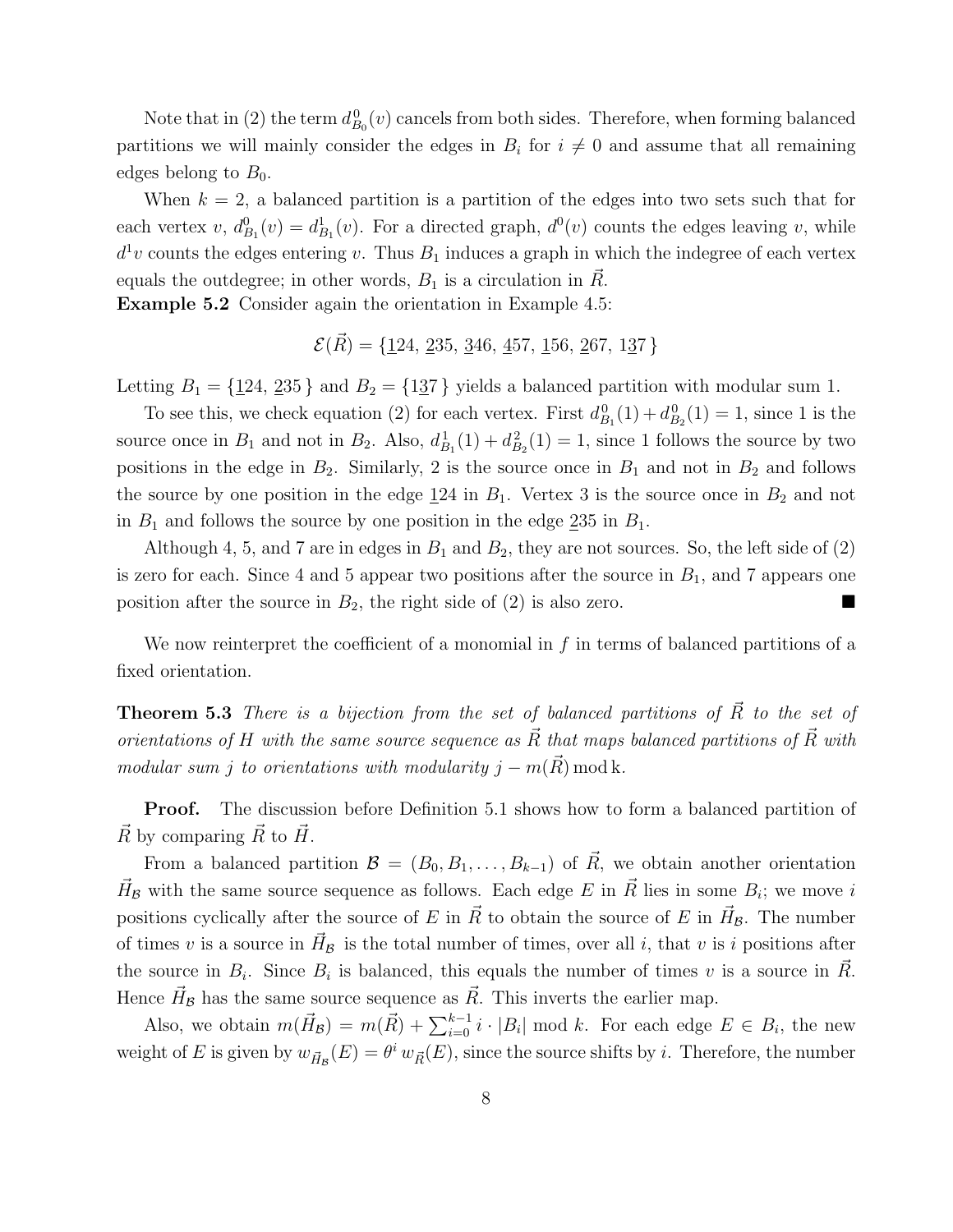Note that in (2) the term $d^0_{B_0}(v)$ cancels from both sides. Therefore, when forming balanced partitions we will mainly consider the edges in $B_i$ for $i \neq 0$ and assume that all remaining edges belong to $B_0$.

When $k = 2$, a balanced partition is a partition of the edges into two sets such that for each vertex $v$, $d^0_{B_1}(v) = d^1_{B_1}(v)$. For a directed graph, $d^0(v)$ counts the edges leaving $v$, while $d^1 v$ counts the edges entering $v$. Thus $B_1$ induces a graph in which the indegree of each vertex equals the outdegree; in other words, $B_1$ is a circulation in $\vec{R}$.

**Example 5.2** Consider again the orientation in Example 4.5:

$$\mathcal{E}(\vec{R}) = \{\underline{1}24,\ \underline{2}35,\ \underline{3}46,\ \underline{4}57,\ \underline{1}56,\ \underline{2}67,\ 1\underline{3}7\}$$

Letting $B_1 = \{\underline{1}24, \underline{2}35\}$ and $B_2 = \{1\underline{3}7\}$ yields a balanced partition with modular sum 1.

To see this, we check equation (2) for each vertex. First $d^0_{B_1}(1) + d^0_{B_2}(1) = 1$, since 1 is the source once in $B_1$ and not in $B_2$. Also, $d^1_{B_1}(1) + d^2_{B_2}(1) = 1$, since 1 follows the source by two positions in the edge in $B_2$. Similarly, 2 is the source once in $B_1$ and not in $B_2$ and follows the source by one position in the edge $\underline{1}24$ in $B_1$. Vertex 3 is the source once in $B_2$ and not in $B_1$ and follows the source by one position in the edge $\underline{2}35$ in $B_1$.

Although 4, 5, and 7 are in edges in $B_1$ and $B_2$, they are not sources. So, the left side of (2) is zero for each. Since 4 and 5 appear two positions after the source in $B_1$, and 7 appears one position after the source in $B_2$, the right side of (2) is also zero. ■

We now reinterpret the coefficient of a monomial in $f$ in terms of balanced partitions of a fixed orientation.

**Theorem 5.3** *There is a bijection from the set of balanced partitions of $\vec{R}$ to the set of orientations of $H$ with the same source sequence as $\vec{R}$ that maps balanced partitions of $\vec{R}$ with modular sum $j$ to orientations with modularity $j - m(\vec{R}) \bmod k$.*

**Proof.** The discussion before Definition 5.1 shows how to form a balanced partition of $\vec{R}$ by comparing $\vec{R}$ to $\vec{H}$.

From a balanced partition $\mathcal{B} = (B_0, B_1, \ldots, B_{k-1})$ of $\vec{R}$, we obtain another orientation $\vec{H}_{\mathcal{B}}$ with the same source sequence as follows. Each edge $E$ in $\vec{R}$ lies in some $B_i$; we move $i$ positions cyclically after the source of $E$ in $\vec{R}$ to obtain the source of $E$ in $\vec{H}_{\mathcal{B}}$. The number of times $v$ is a source in $\vec{H}_{\mathcal{B}}$ is the total number of times, over all $i$, that $v$ is $i$ positions after the source in $B_i$. Since $B_i$ is balanced, this equals the number of times $v$ is a source in $\vec{R}$. Hence $\vec{H}_{\mathcal{B}}$ has the same source sequence as $\vec{R}$. This inverts the earlier map.

Also, we obtain $m(\vec{H}_{\mathcal{B}}) = m(\vec{R}) + \sum_{i=0}^{k-1} i \cdot |B_i| \bmod k$. For each edge $E \in B_i$, the new weight of $E$ is given by $w_{\vec{H}_{\mathcal{B}}}(E) = \theta^i\, w_{\vec{R}}(E)$, since the source shifts by $i$. Therefore, the number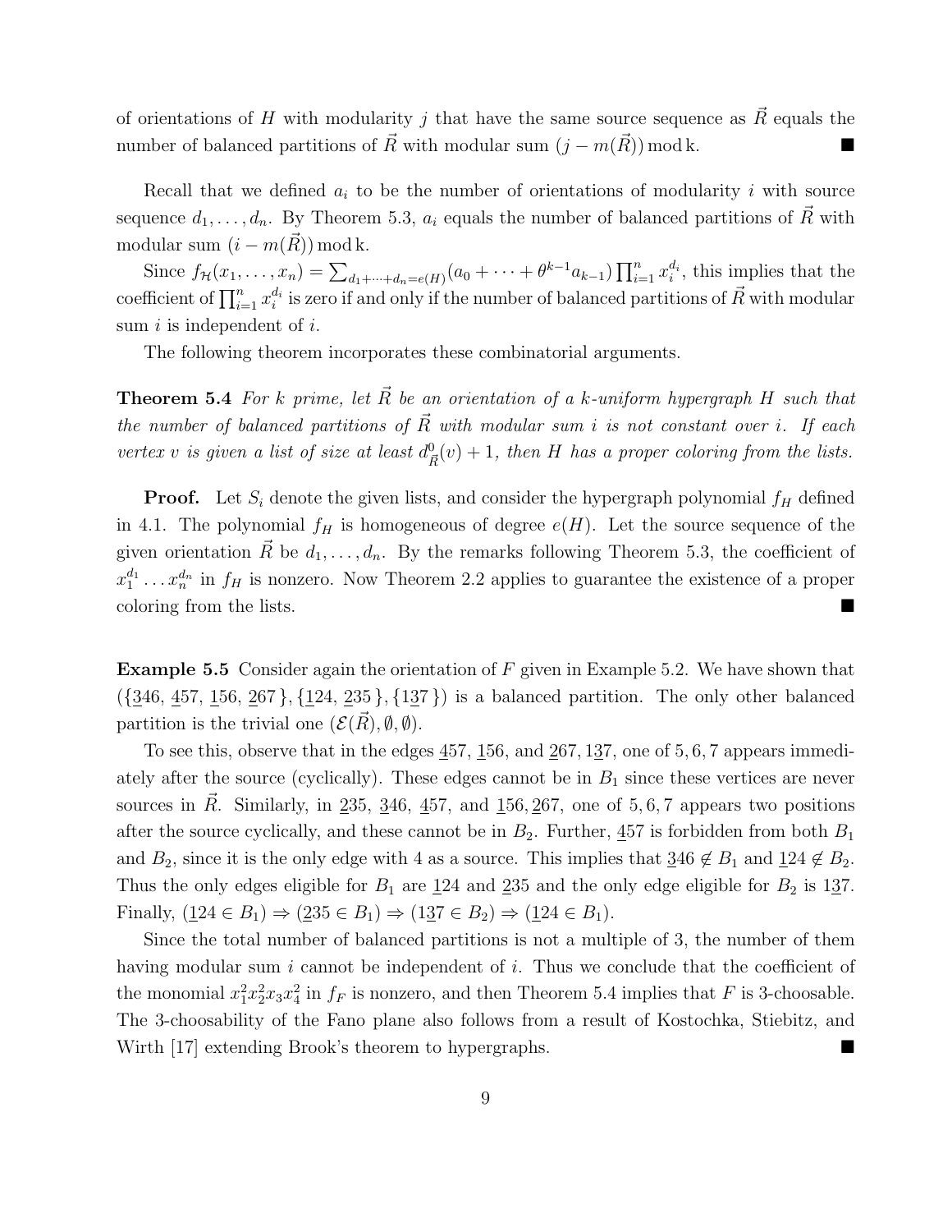of orientations of $H$ with modularity $j$ that have the same source sequence as $\vec{R}$ equals the number of balanced partitions of $\vec{R}$ with modular sum $(j - m(\vec{R})) \bmod \mathrm{k}$. ■

Recall that we defined $a_i$ to be the number of orientations of modularity $i$ with source sequence $d_1, \ldots, d_n$. By Theorem 5.3, $a_i$ equals the number of balanced partitions of $\vec{R}$ with modular sum $(i - m(\vec{R})) \bmod \mathrm{k}$.

Since $f_{\mathcal{H}}(x_1, \ldots, x_n) = \sum_{d_1 + \cdots + d_n = e(H)} (a_0 + \cdots + \theta^{k-1} a_{k-1}) \prod_{i=1}^{n} x_i^{d_i}$, this implies that the coefficient of $\prod_{i=1}^{n} x_i^{d_i}$ is zero if and only if the number of balanced partitions of $\vec{R}$ with modular sum $i$ is independent of $i$.

The following theorem incorporates these combinatorial arguments.

**Theorem 5.4** *For $k$ prime, let $\vec{R}$ be an orientation of a $k$-uniform hypergraph $H$ such that the number of balanced partitions of $\vec{R}$ with modular sum $i$ is not constant over $i$. If each vertex $v$ is given a list of size at least $d^0_{\vec{R}}(v) + 1$, then $H$ has a proper coloring from the lists.*

**Proof.** Let $S_i$ denote the given lists, and consider the hypergraph polynomial $f_H$ defined in 4.1. The polynomial $f_H$ is homogeneous of degree $e(H)$. Let the source sequence of the given orientation $\vec{R}$ be $d_1, \ldots, d_n$. By the remarks following Theorem 5.3, the coefficient of $x_1^{d_1} \ldots x_n^{d_n}$ in $f_H$ is nonzero. Now Theorem 2.2 applies to guarantee the existence of a proper coloring from the lists. ■

**Example 5.5** Consider again the orientation of $F$ given in Example 5.2. We have shown that $(\{\underline{3}46,\ \underline{4}57,\ \underline{1}56,\ \underline{2}67\}, \{\underline{1}24,\ \underline{2}35\}, \{1\underline{3}7\})$ is a balanced partition. The only other balanced partition is the trivial one $(\mathcal{E}(\vec{R}), \emptyset, \emptyset)$.

To see this, observe that in the edges $\underline{4}57$, $\underline{1}56$, and $\underline{2}67, 1\underline{3}7$, one of $5, 6, 7$ appears immediately after the source (cyclically). These edges cannot be in $B_1$ since these vertices are never sources in $\vec{R}$. Similarly, in $\underline{2}35$, $\underline{3}46$, $\underline{4}57$, and $\underline{1}56, \underline{2}67$, one of $5, 6, 7$ appears two positions after the source cyclically, and these cannot be in $B_2$. Further, $\underline{4}57$ is forbidden from both $B_1$ and $B_2$, since it is the only edge with 4 as a source. This implies that $\underline{3}46 \notin B_1$ and $\underline{1}24 \notin B_2$. Thus the only edges eligible for $B_1$ are $\underline{1}24$ and $\underline{2}35$ and the only edge eligible for $B_2$ is $1\underline{3}7$. Finally, $(\underline{1}24 \in B_1) \Rightarrow (\underline{2}35 \in B_1) \Rightarrow (1\underline{3}7 \in B_2) \Rightarrow (\underline{1}24 \in B_1)$.

Since the total number of balanced partitions is not a multiple of 3, the number of them having modular sum $i$ cannot be independent of $i$. Thus we conclude that the coefficient of the monomial $x_1^2 x_2^2 x_3 x_4^2$ in $f_F$ is nonzero, and then Theorem 5.4 implies that $F$ is 3-choosable. The 3-choosability of the Fano plane also follows from a result of Kostochka, Stiebitz, and Wirth [17] extending Brook's theorem to hypergraphs. ■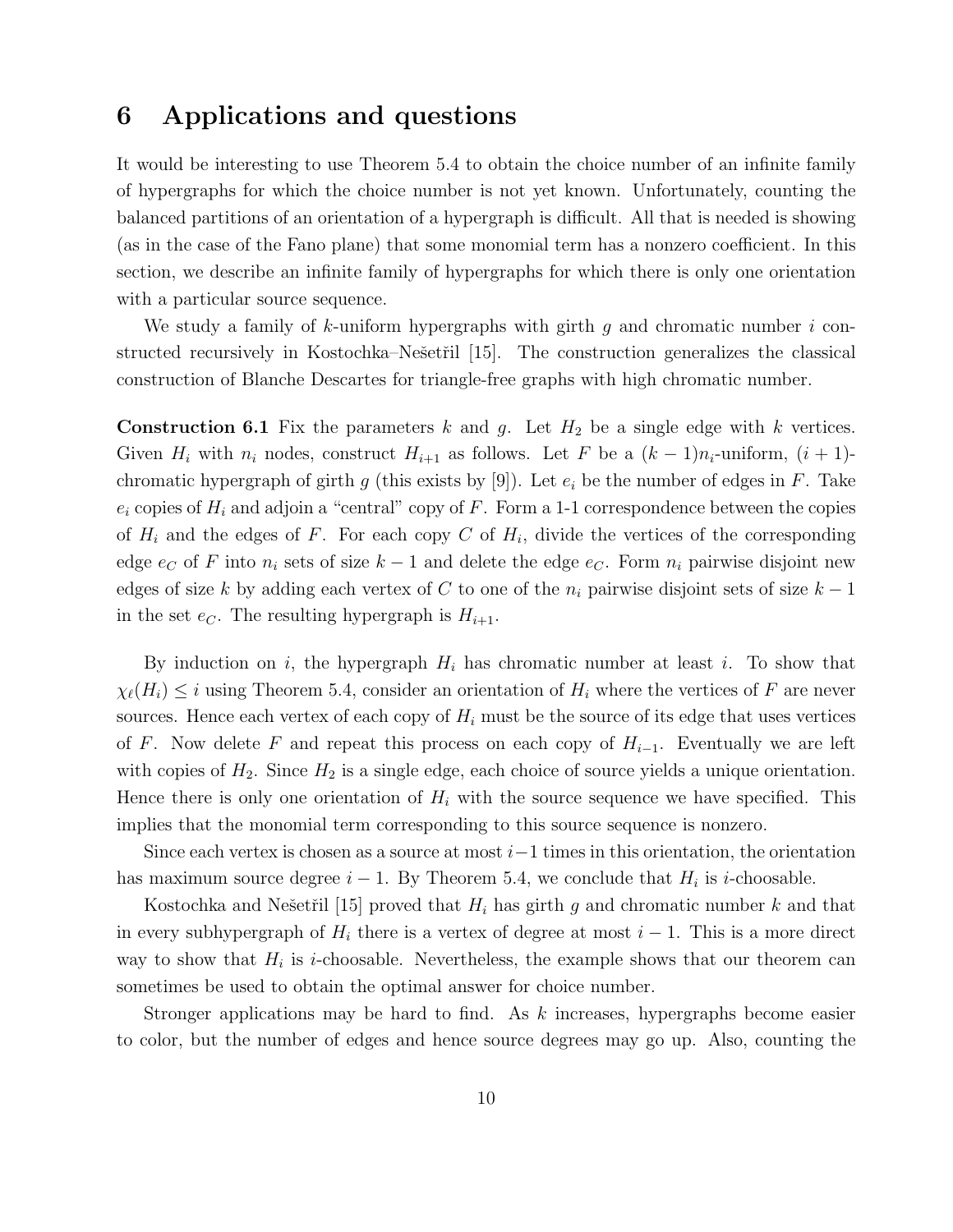# 6 Applications and questions

It would be interesting to use Theorem 5.4 to obtain the choice number of an infinite family of hypergraphs for which the choice number is not yet known. Unfortunately, counting the balanced partitions of an orientation of a hypergraph is difficult. All that is needed is showing (as in the case of the Fano plane) that some monomial term has a nonzero coefficient. In this section, we describe an infinite family of hypergraphs for which there is only one orientation with a particular source sequence.

We study a family of $k$-uniform hypergraphs with girth $g$ and chromatic number $i$ constructed recursively in Kostochka–Nešetřil [15]. The construction generalizes the classical construction of Blanche Descartes for triangle-free graphs with high chromatic number.

**Construction 6.1** Fix the parameters $k$ and $g$. Let $H_2$ be a single edge with $k$ vertices. Given $H_i$ with $n_i$ nodes, construct $H_{i+1}$ as follows. Let $F$ be a $(k-1)n_i$-uniform, $(i+1)$-chromatic hypergraph of girth $g$ (this exists by [9]). Let $e_i$ be the number of edges in $F$. Take $e_i$ copies of $H_i$ and adjoin a "central" copy of $F$. Form a 1-1 correspondence between the copies of $H_i$ and the edges of $F$. For each copy $C$ of $H_i$, divide the vertices of the corresponding edge $e_C$ of $F$ into $n_i$ sets of size $k-1$ and delete the edge $e_C$. Form $n_i$ pairwise disjoint new edges of size $k$ by adding each vertex of $C$ to one of the $n_i$ pairwise disjoint sets of size $k-1$ in the set $e_C$. The resulting hypergraph is $H_{i+1}$.

By induction on $i$, the hypergraph $H_i$ has chromatic number at least $i$. To show that $\chi_\ell(H_i) \le i$ using Theorem 5.4, consider an orientation of $H_i$ where the vertices of $F$ are never sources. Hence each vertex of each copy of $H_i$ must be the source of its edge that uses vertices of $F$. Now delete $F$ and repeat this process on each copy of $H_{i-1}$. Eventually we are left with copies of $H_2$. Since $H_2$ is a single edge, each choice of source yields a unique orientation. Hence there is only one orientation of $H_i$ with the source sequence we have specified. This implies that the monomial term corresponding to this source sequence is nonzero.

Since each vertex is chosen as a source at most $i-1$ times in this orientation, the orientation has maximum source degree $i-1$. By Theorem 5.4, we conclude that $H_i$ is $i$-choosable.

Kostochka and Nešetřil [15] proved that $H_i$ has girth $g$ and chromatic number $k$ and that in every subhypergraph of $H_i$ there is a vertex of degree at most $i-1$. This is a more direct way to show that $H_i$ is $i$-choosable. Nevertheless, the example shows that our theorem can sometimes be used to obtain the optimal answer for choice number.

Stronger applications may be hard to find. As $k$ increases, hypergraphs become easier to color, but the number of edges and hence source degrees may go up. Also, counting the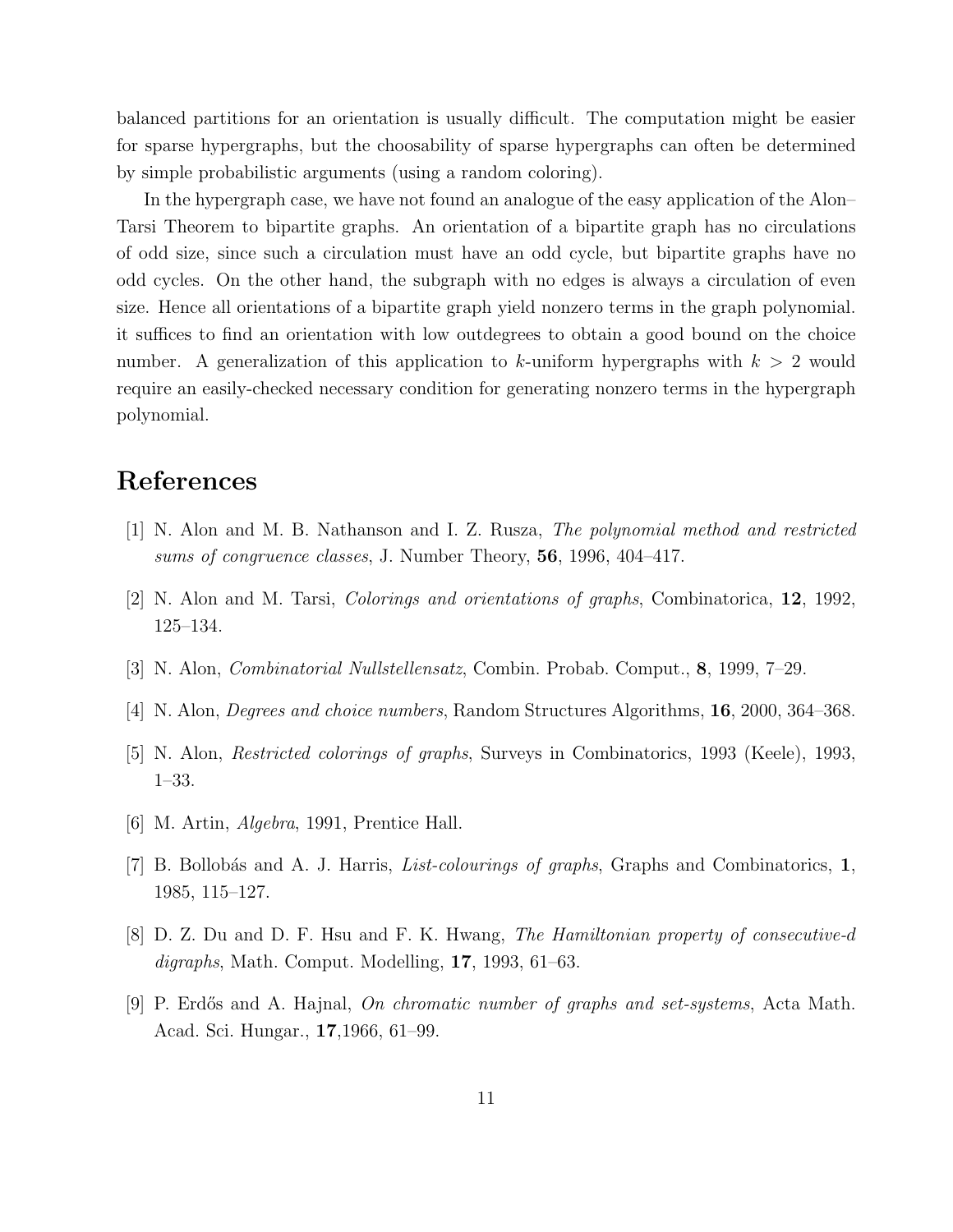balanced partitions for an orientation is usually difficult. The computation might be easier for sparse hypergraphs, but the choosability of sparse hypergraphs can often be determined by simple probabilistic arguments (using a random coloring).

In the hypergraph case, we have not found an analogue of the easy application of the Alon–Tarsi Theorem to bipartite graphs. An orientation of a bipartite graph has no circulations of odd size, since such a circulation must have an odd cycle, but bipartite graphs have no odd cycles. On the other hand, the subgraph with no edges is always a circulation of even size. Hence all orientations of a bipartite graph yield nonzero terms in the graph polynomial. it suffices to find an orientation with low outdegrees to obtain a good bound on the choice number. A generalization of this application to $k$-uniform hypergraphs with $k > 2$ would require an easily-checked necessary condition for generating nonzero terms in the hypergraph polynomial.

# References

[1] N. Alon and M. B. Nathanson and I. Z. Rusza, *The polynomial method and restricted sums of congruence classes*, J. Number Theory, **56**, 1996, 404–417.

[2] N. Alon and M. Tarsi, *Colorings and orientations of graphs*, Combinatorica, **12**, 1992, 125–134.

[3] N. Alon, *Combinatorial Nullstellensatz*, Combin. Probab. Comput., **8**, 1999, 7–29.

[4] N. Alon, *Degrees and choice numbers*, Random Structures Algorithms, **16**, 2000, 364–368.

[5] N. Alon, *Restricted colorings of graphs*, Surveys in Combinatorics, 1993 (Keele), 1993, 1–33.

[6] M. Artin, *Algebra*, 1991, Prentice Hall.

[7] B. Bollobás and A. J. Harris, *List-colourings of graphs*, Graphs and Combinatorics, **1**, 1985, 115–127.

[8] D. Z. Du and D. F. Hsu and F. K. Hwang, *The Hamiltonian property of consecutive-d digraphs*, Math. Comput. Modelling, **17**, 1993, 61–63.

[9] P. Erdős and A. Hajnal, *On chromatic number of graphs and set-systems*, Acta Math. Acad. Sci. Hungar., **17**,1966, 61–99.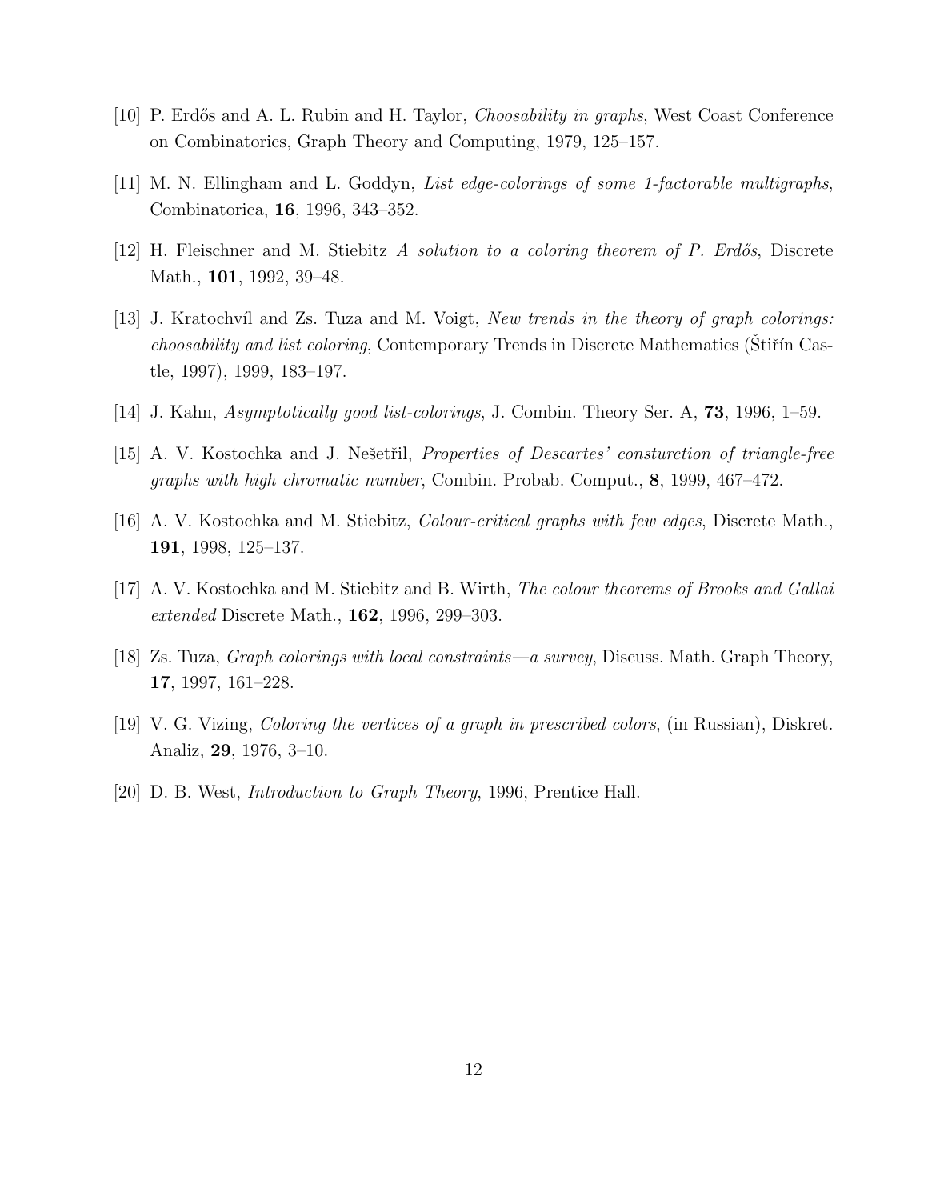[10] P. Erdős and A. L. Rubin and H. Taylor, *Choosability in graphs*, West Coast Conference on Combinatorics, Graph Theory and Computing, 1979, 125–157.

[11] M. N. Ellingham and L. Goddyn, *List edge-colorings of some 1-factorable multigraphs*, Combinatorica, **16**, 1996, 343–352.

[12] H. Fleischner and M. Stiebitz *A solution to a coloring theorem of P. Erdős*, Discrete Math., **101**, 1992, 39–48.

[13] J. Kratochvíl and Zs. Tuza and M. Voigt, *New trends in the theory of graph colorings: choosability and list coloring*, Contemporary Trends in Discrete Mathematics (Štiřín Castle, 1997), 1999, 183–197.

[14] J. Kahn, *Asymptotically good list-colorings*, J. Combin. Theory Ser. A, **73**, 1996, 1–59.

[15] A. V. Kostochka and J. Nešetřil, *Properties of Descartes' consturction of triangle-free graphs with high chromatic number*, Combin. Probab. Comput., **8**, 1999, 467–472.

[16] A. V. Kostochka and M. Stiebitz, *Colour-critical graphs with few edges*, Discrete Math., **191**, 1998, 125–137.

[17] A. V. Kostochka and M. Stiebitz and B. Wirth, *The colour theorems of Brooks and Gallai extended* Discrete Math., **162**, 1996, 299–303.

[18] Zs. Tuza, *Graph colorings with local constraints—a survey*, Discuss. Math. Graph Theory, **17**, 1997, 161–228.

[19] V. G. Vizing, *Coloring the vertices of a graph in prescribed colors*, (in Russian), Diskret. Analiz, **29**, 1976, 3–10.

[20] D. B. West, *Introduction to Graph Theory*, 1996, Prentice Hall.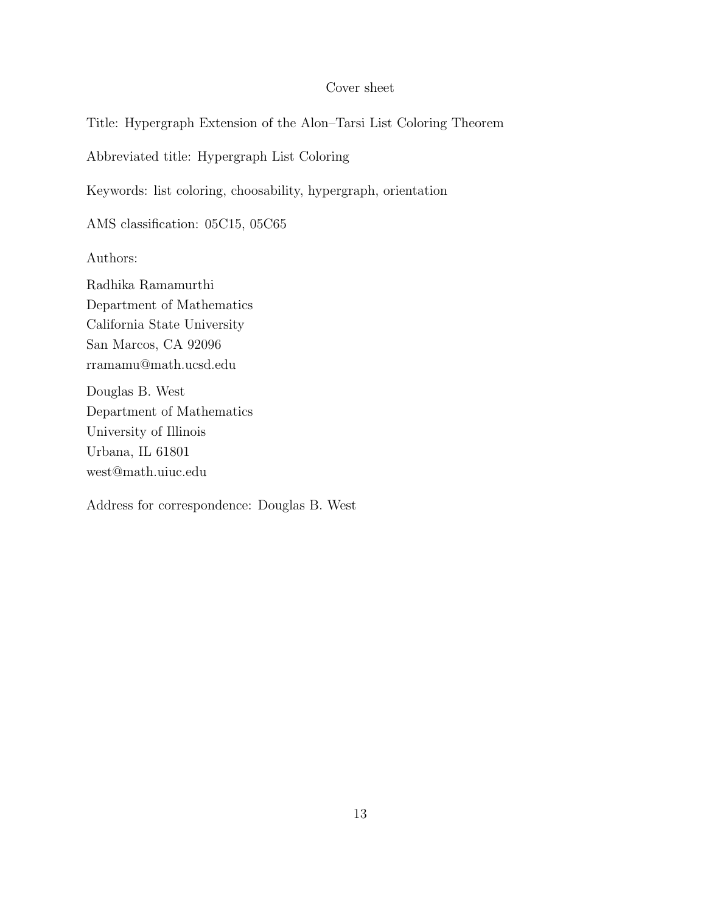Cover sheet

Title: Hypergraph Extension of the Alon–Tarsi List Coloring Theorem

Abbreviated title: Hypergraph List Coloring

Keywords: list coloring, choosability, hypergraph, orientation

AMS classification: 05C15, 05C65

Authors:

Radhika Ramamurthi  
Department of Mathematics  
California State University  
San Marcos, CA 92096  
rramamu@math.ucsd.edu

Douglas B. West  
Department of Mathematics  
University of Illinois  
Urbana, IL 61801  
west@math.uiuc.edu

Address for correspondence: Douglas B. West